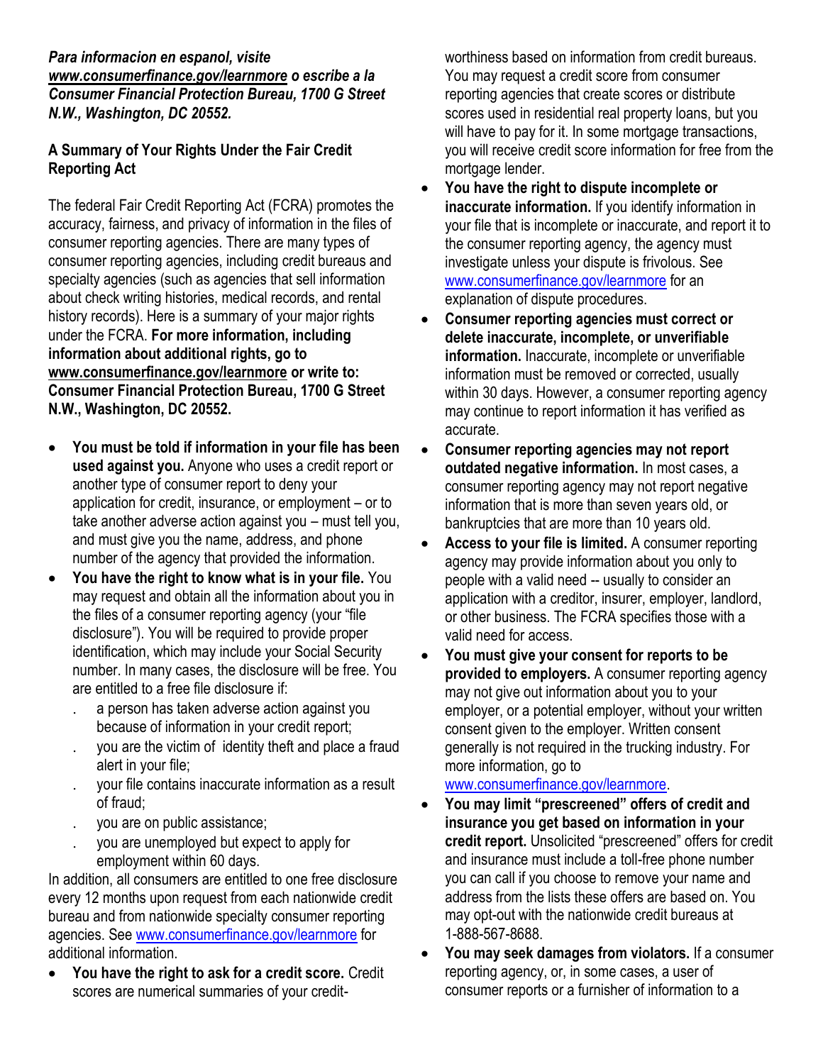***Para informacion en espanol, visite [www.consumerfinance.gov/learnmore](www.consumerfinance.gov/learnmore) o escribe a la Consumer Financial Protection Bureau, 1700 G Street N.W., Washington, DC 20552.***

## A Summary of Your Rights Under the Fair Credit Reporting Act

The federal Fair Credit Reporting Act (FCRA) promotes the accuracy, fairness, and privacy of information in the files of consumer reporting agencies. There are many types of consumer reporting agencies, including credit bureaus and specialty agencies (such as agencies that sell information about check writing histories, medical records, and rental history records). Here is a summary of your major rights under the FCRA. **For more information, including information about additional rights, go to [www.consumerfinance.gov/learnmore](www.consumerfinance.gov/learnmore) or write to: Consumer Financial Protection Bureau, 1700 G Street N.W., Washington, DC 20552.**

- **You must be told if information in your file has been used against you.** Anyone who uses a credit report or another type of consumer report to deny your application for credit, insurance, or employment – or to take another adverse action against you – must tell you, and must give you the name, address, and phone number of the agency that provided the information.
- **You have the right to know what is in your file.** You may request and obtain all the information about you in the files of a consumer reporting agency (your "file disclosure"). You will be required to provide proper identification, which may include your Social Security number. In many cases, the disclosure will be free. You are entitled to a free file disclosure if:
  - a person has taken adverse action against you because of information in your credit report;
  - you are the victim of identity theft and place a fraud alert in your file;
  - your file contains inaccurate information as a result of fraud;
  - you are on public assistance;
  - you are unemployed but expect to apply for employment within 60 days.

  In addition, all consumers are entitled to one free disclosure every 12 months upon request from each nationwide credit bureau and from nationwide specialty consumer reporting agencies. See [www.consumerfinance.gov/learnmore](www.consumerfinance.gov/learnmore) for additional information.
- **You have the right to ask for a credit score.** Credit scores are numerical summaries of your credit-worthiness based on information from credit bureaus. You may request a credit score from consumer reporting agencies that create scores or distribute scores used in residential real property loans, but you will have to pay for it. In some mortgage transactions, you will receive credit score information for free from the mortgage lender.
- **You have the right to dispute incomplete or inaccurate information.** If you identify information in your file that is incomplete or inaccurate, and report it to the consumer reporting agency, the agency must investigate unless your dispute is frivolous. See [www.consumerfinance.gov/learnmore](www.consumerfinance.gov/learnmore) for an explanation of dispute procedures.
- **Consumer reporting agencies must correct or delete inaccurate, incomplete, or unverifiable information.** Inaccurate, incomplete or unverifiable information must be removed or corrected, usually within 30 days. However, a consumer reporting agency may continue to report information it has verified as accurate.
- **Consumer reporting agencies may not report outdated negative information.** In most cases, a consumer reporting agency may not report negative information that is more than seven years old, or bankruptcies that are more than 10 years old.
- **Access to your file is limited.** A consumer reporting agency may provide information about you only to people with a valid need -- usually to consider an application with a creditor, insurer, employer, landlord, or other business. The FCRA specifies those with a valid need for access.
- **You must give your consent for reports to be provided to employers.** A consumer reporting agency may not give out information about you to your employer, or a potential employer, without your written consent given to the employer. Written consent generally is not required in the trucking industry. For more information, go to [www.consumerfinance.gov/learnmore](www.consumerfinance.gov/learnmore).
- **You may limit "prescreened" offers of credit and insurance you get based on information in your credit report.** Unsolicited "prescreened" offers for credit and insurance must include a toll-free phone number you can call if you choose to remove your name and address from the lists these offers are based on. You may opt-out with the nationwide credit bureaus at 1-888-567-8688.
- **You may seek damages from violators.** If a consumer reporting agency, or, in some cases, a user of consumer reports or a furnisher of information to a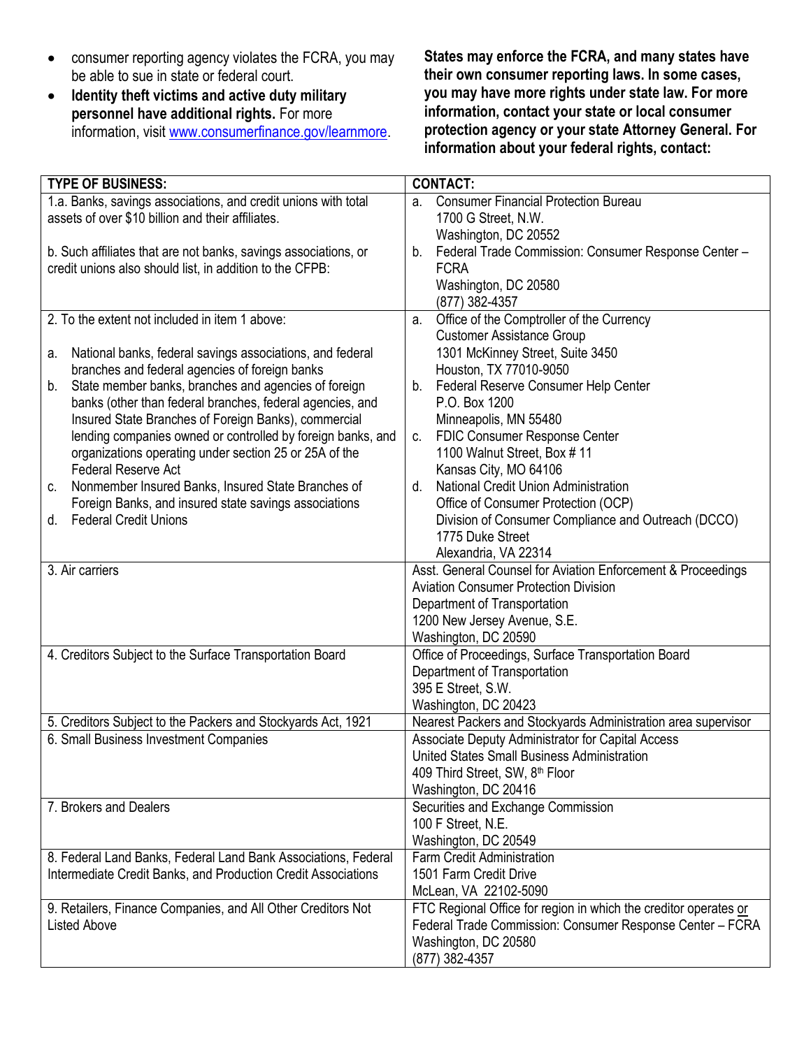- consumer reporting agency violates the FCRA, you may be able to sue in state or federal court.
- **Identity theft victims and active duty military personnel have additional rights.** For more information, visit www.consumerfinance.gov/learnmore.

**States may enforce the FCRA, and many states have their own consumer reporting laws. In some cases, you may have more rights under state law. For more information, contact your state or local consumer protection agency or your state Attorney General. For information about your federal rights, contact:**

| TYPE OF BUSINESS: | CONTACT: |
|---|---|
| 1.a. Banks, savings associations, and credit unions with total assets of over $10 billion and their affiliates.<br><br>b. Such affiliates that are not banks, savings associations, or credit unions also should list, in addition to the CFPB: | a. Consumer Financial Protection Bureau<br>1700 G Street, N.W.<br>Washington, DC 20552<br>b. Federal Trade Commission: Consumer Response Center – FCRA<br>Washington, DC 20580<br>(877) 382-4357 |
| 2. To the extent not included in item 1 above:<br><br>a. National banks, federal savings associations, and federal branches and federal agencies of foreign banks<br>b. State member banks, branches and agencies of foreign banks (other than federal branches, federal agencies, and Insured State Branches of Foreign Banks), commercial lending companies owned or controlled by foreign banks, and organizations operating under section 25 or 25A of the Federal Reserve Act<br>c. Nonmember Insured Banks, Insured State Branches of Foreign Banks, and insured state savings associations<br>d. Federal Credit Unions | a. Office of the Comptroller of the Currency<br>Customer Assistance Group<br>1301 McKinney Street, Suite 3450<br>Houston, TX 77010-9050<br>b. Federal Reserve Consumer Help Center<br>P.O. Box 1200<br>Minneapolis, MN 55480<br>c. FDIC Consumer Response Center<br>1100 Walnut Street, Box # 11<br>Kansas City, MO 64106<br>d. National Credit Union Administration<br>Office of Consumer Protection (OCP)<br>Division of Consumer Compliance and Outreach (DCCO)<br>1775 Duke Street<br>Alexandria, VA 22314 |
| 3. Air carriers | Asst. General Counsel for Aviation Enforcement & Proceedings<br>Aviation Consumer Protection Division<br>Department of Transportation<br>1200 New Jersey Avenue, S.E.<br>Washington, DC 20590 |
| 4. Creditors Subject to the Surface Transportation Board | Office of Proceedings, Surface Transportation Board<br>Department of Transportation<br>395 E Street, S.W.<br>Washington, DC 20423 |
| 5. Creditors Subject to the Packers and Stockyards Act, 1921 | Nearest Packers and Stockyards Administration area supervisor |
| 6. Small Business Investment Companies | Associate Deputy Administrator for Capital Access<br>United States Small Business Administration<br>409 Third Street, SW, 8th Floor<br>Washington, DC 20416 |
| 7. Brokers and Dealers | Securities and Exchange Commission<br>100 F Street, N.E.<br>Washington, DC 20549 |
| 8. Federal Land Banks, Federal Land Bank Associations, Federal Intermediate Credit Banks, and Production Credit Associations | Farm Credit Administration<br>1501 Farm Credit Drive<br>McLean, VA 22102-5090 |
| 9. Retailers, Finance Companies, and All Other Creditors Not Listed Above | FTC Regional Office for region in which the creditor operates or Federal Trade Commission: Consumer Response Center – FCRA<br>Washington, DC 20580<br>(877) 382-4357 |